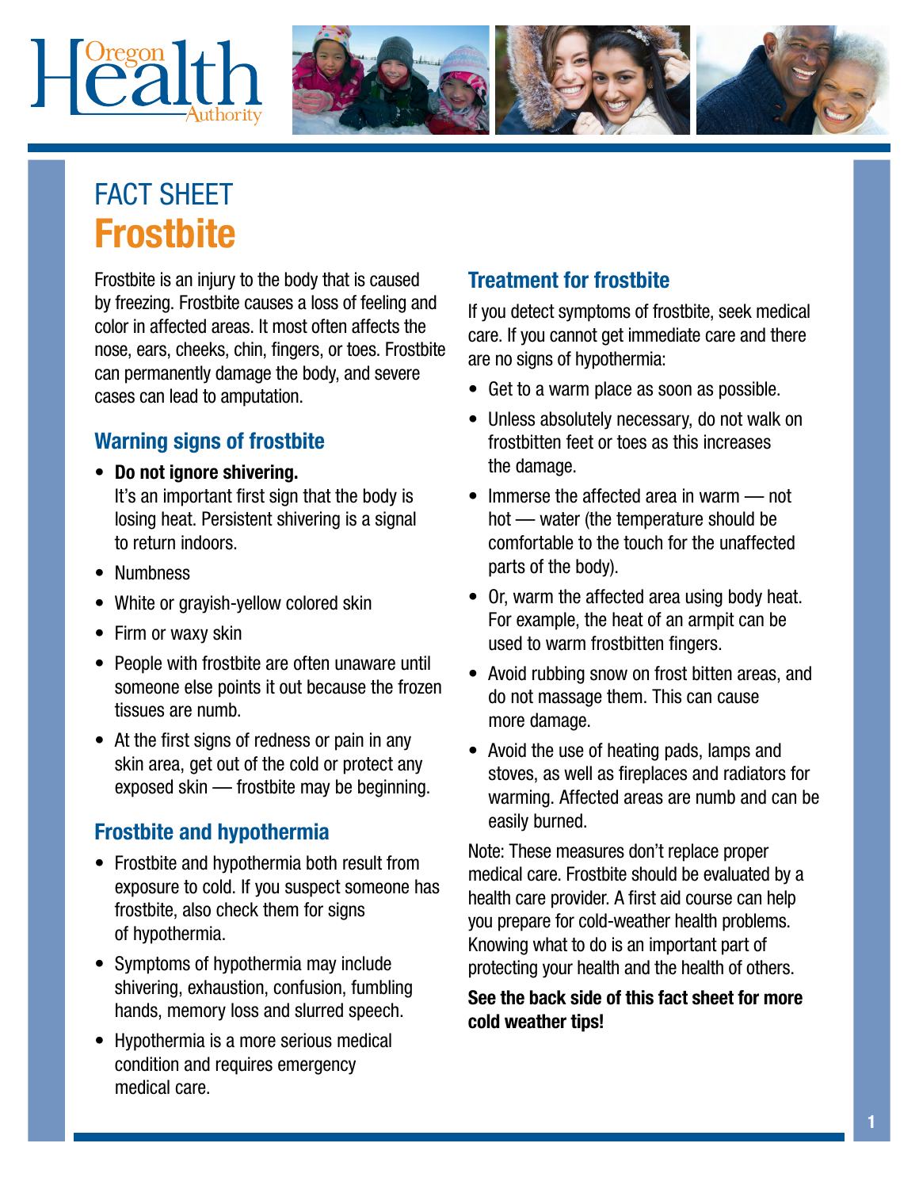# FACT SHEET

# Frostbite

Frostbite is an injury to the body that is caused by freezing. Frostbite causes a loss of feeling and color in affected areas. It most often affects the nose, ears, cheeks, chin, fingers, or toes. Frostbite can permanently damage the body, and severe cases can lead to amputation.

## Warning signs of frostbite

- **Do not ignore shivering.** It's an important first sign that the body is losing heat. Persistent shivering is a signal to return indoors.
- Numbness
- White or grayish-yellow colored skin
- Firm or waxy skin
- People with frostbite are often unaware until someone else points it out because the frozen tissues are numb.
- At the first signs of redness or pain in any skin area, get out of the cold or protect any exposed skin — frostbite may be beginning.

## Frostbite and hypothermia

- Frostbite and hypothermia both result from exposure to cold. If you suspect someone has frostbite, also check them for signs of hypothermia.
- Symptoms of hypothermia may include shivering, exhaustion, confusion, fumbling hands, memory loss and slurred speech.
- Hypothermia is a more serious medical condition and requires emergency medical care.

## Treatment for frostbite

If you detect symptoms of frostbite, seek medical care. If you cannot get immediate care and there are no signs of hypothermia:

- Get to a warm place as soon as possible.
- Unless absolutely necessary, do not walk on frostbitten feet or toes as this increases the damage.
- Immerse the affected area in warm — not hot — water (the temperature should be comfortable to the touch for the unaffected parts of the body).
- Or, warm the affected area using body heat. For example, the heat of an armpit can be used to warm frostbitten fingers.
- Avoid rubbing snow on frost bitten areas, and do not massage them. This can cause more damage.
- Avoid the use of heating pads, lamps and stoves, as well as fireplaces and radiators for warming. Affected areas are numb and can be easily burned.

Note: These measures don't replace proper medical care. Frostbite should be evaluated by a health care provider. A first aid course can help you prepare for cold-weather health problems. Knowing what to do is an important part of protecting your health and the health of others.

**See the back side of this fact sheet for more cold weather tips!**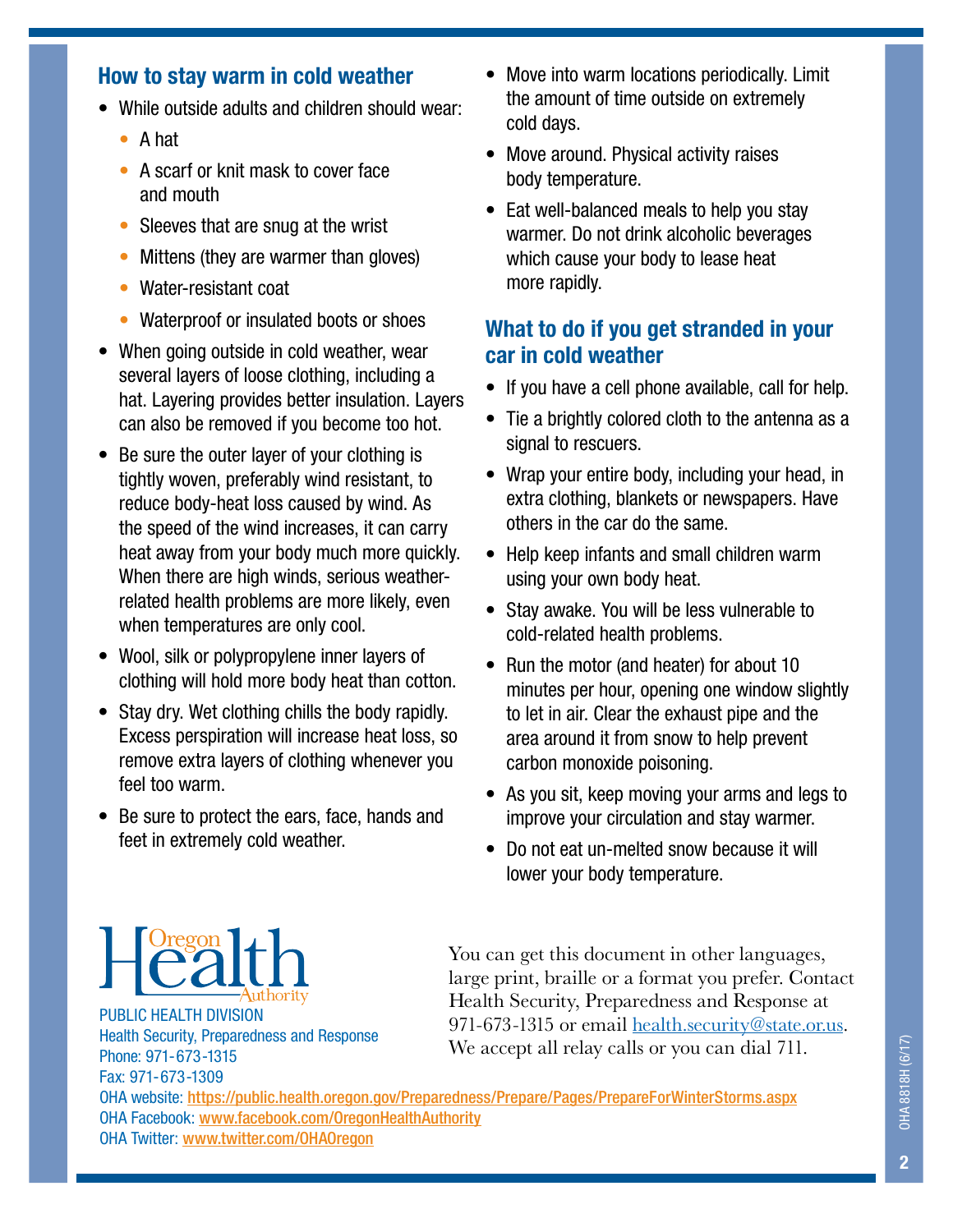## How to stay warm in cold weather

- While outside adults and children should wear:
  - A hat
  - A scarf or knit mask to cover face and mouth
  - Sleeves that are snug at the wrist
  - Mittens (they are warmer than gloves)
  - Water-resistant coat
  - Waterproof or insulated boots or shoes
- When going outside in cold weather, wear several layers of loose clothing, including a hat. Layering provides better insulation. Layers can also be removed if you become too hot.
- Be sure the outer layer of your clothing is tightly woven, preferably wind resistant, to reduce body-heat loss caused by wind. As the speed of the wind increases, it can carry heat away from your body much more quickly. When there are high winds, serious weather-related health problems are more likely, even when temperatures are only cool.
- Wool, silk or polypropylene inner layers of clothing will hold more body heat than cotton.
- Stay dry. Wet clothing chills the body rapidly. Excess perspiration will increase heat loss, so remove extra layers of clothing whenever you feel too warm.
- Be sure to protect the ears, face, hands and feet in extremely cold weather.
- Move into warm locations periodically. Limit the amount of time outside on extremely cold days.
- Move around. Physical activity raises body temperature.
- Eat well-balanced meals to help you stay warmer. Do not drink alcoholic beverages which cause your body to lease heat more rapidly.

## What to do if you get stranded in your car in cold weather

- If you have a cell phone available, call for help.
- Tie a brightly colored cloth to the antenna as a signal to rescuers.
- Wrap your entire body, including your head, in extra clothing, blankets or newspapers. Have others in the car do the same.
- Help keep infants and small children warm using your own body heat.
- Stay awake. You will be less vulnerable to cold-related health problems.
- Run the motor (and heater) for about 10 minutes per hour, opening one window slightly to let in air. Clear the exhaust pipe and the area around it from snow to help prevent carbon monoxide poisoning.
- As you sit, keep moving your arms and legs to improve your circulation and stay warmer.
- Do not eat un-melted snow because it will lower your body temperature.

Oregon Health Authority

PUBLIC HEALTH DIVISION
Health Security, Preparedness and Response
Phone: 971-673-1315
Fax: 971-673-1309
OHA website: https://public.health.oregon.gov/Preparedness/Prepare/Pages/PrepareForWinterStorms.aspx
OHA Facebook: www.facebook.com/OregonHealthAuthority
OHA Twitter: www.twitter.com/OHAOregon

You can get this document in other languages, large print, braille or a format you prefer. Contact Health Security, Preparedness and Response at 971-673-1315 or email health.security@state.or.us. We accept all relay calls or you can dial 711.

OHA 8818H (6/17)